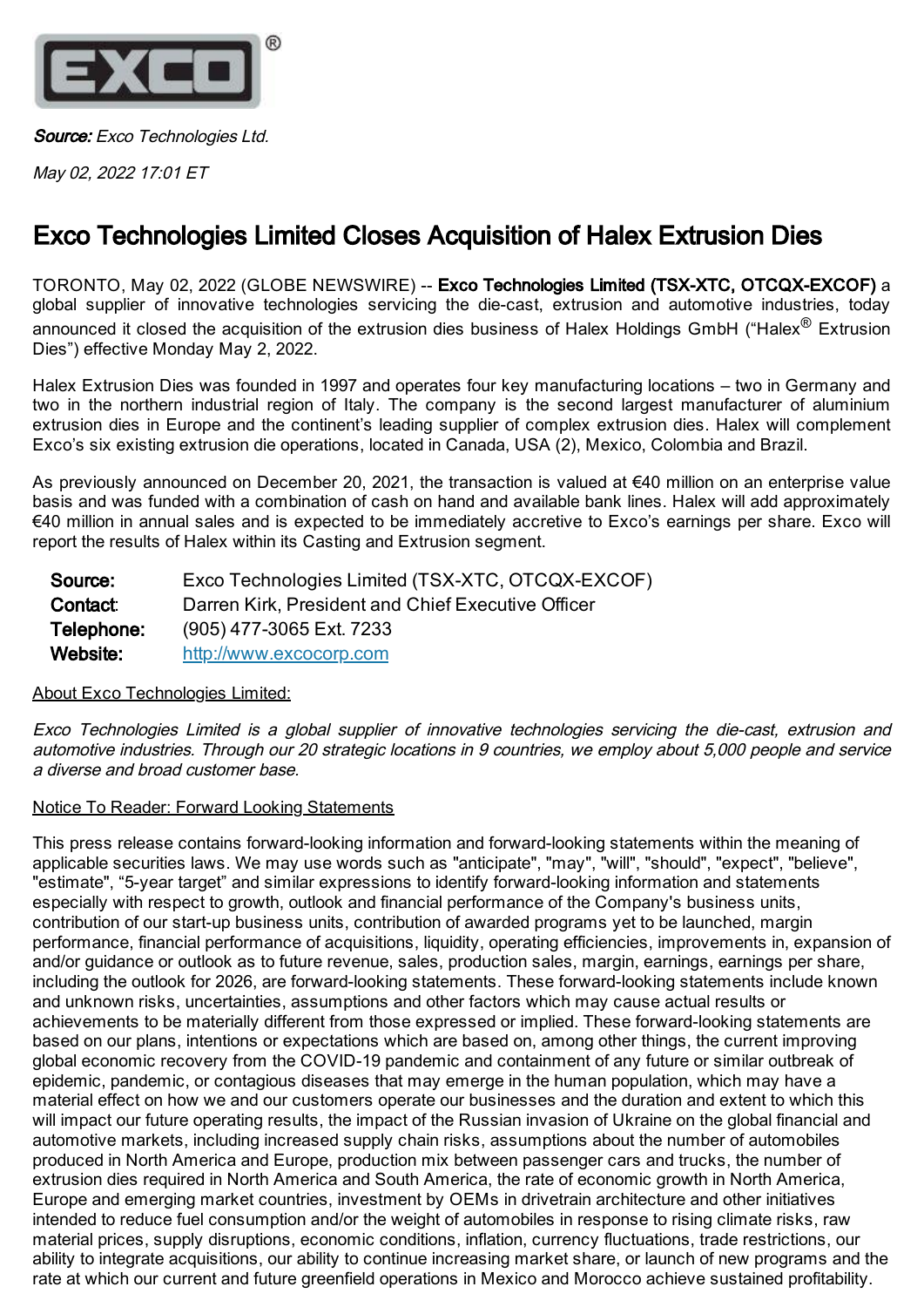***Source:*** *Exco Technologies Ltd.*

*May 02, 2022 17:01 ET*

# Exco Technologies Limited Closes Acquisition of Halex Extrusion Dies

TORONTO, May 02, 2022 (GLOBE NEWSWIRE) -- **Exco Technologies Limited (TSX-XTC, OTCQX-EXCOF)** a global supplier of innovative technologies servicing the die-cast, extrusion and automotive industries, today announced it closed the acquisition of the extrusion dies business of Halex Holdings GmbH ("Halex® Extrusion Dies") effective Monday May 2, 2022.

Halex Extrusion Dies was founded in 1997 and operates four key manufacturing locations – two in Germany and two in the northern industrial region of Italy. The company is the second largest manufacturer of aluminium extrusion dies in Europe and the continent's leading supplier of complex extrusion dies. Halex will complement Exco's six existing extrusion die operations, located in Canada, USA (2), Mexico, Colombia and Brazil.

As previously announced on December 20, 2021, the transaction is valued at €40 million on an enterprise value basis and was funded with a combination of cash on hand and available bank lines. Halex will add approximately €40 million in annual sales and is expected to be immediately accretive to Exco's earnings per share. Exco will report the results of Halex within its Casting and Extrusion segment.

| | |
|---|---|
| **Source:** | Exco Technologies Limited (TSX-XTC, OTCQX-EXCOF) |
| **Contact:** | Darren Kirk, President and Chief Executive Officer |
| **Telephone:** | (905) 477-3065 Ext. 7233 |
| **Website:** | http://www.excocorp.com |

About Exco Technologies Limited:

*Exco Technologies Limited is a global supplier of innovative technologies servicing the die-cast, extrusion and automotive industries. Through our 20 strategic locations in 9 countries, we employ about 5,000 people and service a diverse and broad customer base.*

Notice To Reader: Forward Looking Statements

This press release contains forward-looking information and forward-looking statements within the meaning of applicable securities laws. We may use words such as "anticipate", "may", "will", "should", "expect", "believe", "estimate", "5-year target" and similar expressions to identify forward-looking information and statements especially with respect to growth, outlook and financial performance of the Company's business units, contribution of our start-up business units, contribution of awarded programs yet to be launched, margin performance, financial performance of acquisitions, liquidity, operating efficiencies, improvements in, expansion of and/or guidance or outlook as to future revenue, sales, production sales, margin, earnings, earnings per share, including the outlook for 2026, are forward-looking statements. These forward-looking statements include known and unknown risks, uncertainties, assumptions and other factors which may cause actual results or achievements to be materially different from those expressed or implied. These forward-looking statements are based on our plans, intentions or expectations which are based on, among other things, the current improving global economic recovery from the COVID-19 pandemic and containment of any future or similar outbreak of epidemic, pandemic, or contagious diseases that may emerge in the human population, which may have a material effect on how we and our customers operate our businesses and the duration and extent to which this will impact our future operating results, the impact of the Russian invasion of Ukraine on the global financial and automotive markets, including increased supply chain risks, assumptions about the number of automobiles produced in North America and Europe, production mix between passenger cars and trucks, the number of extrusion dies required in North America and South America, the rate of economic growth in North America, Europe and emerging market countries, investment by OEMs in drivetrain architecture and other initiatives intended to reduce fuel consumption and/or the weight of automobiles in response to rising climate risks, raw material prices, supply disruptions, economic conditions, inflation, currency fluctuations, trade restrictions, our ability to integrate acquisitions, our ability to continue increasing market share, or launch of new programs and the rate at which our current and future greenfield operations in Mexico and Morocco achieve sustained profitability.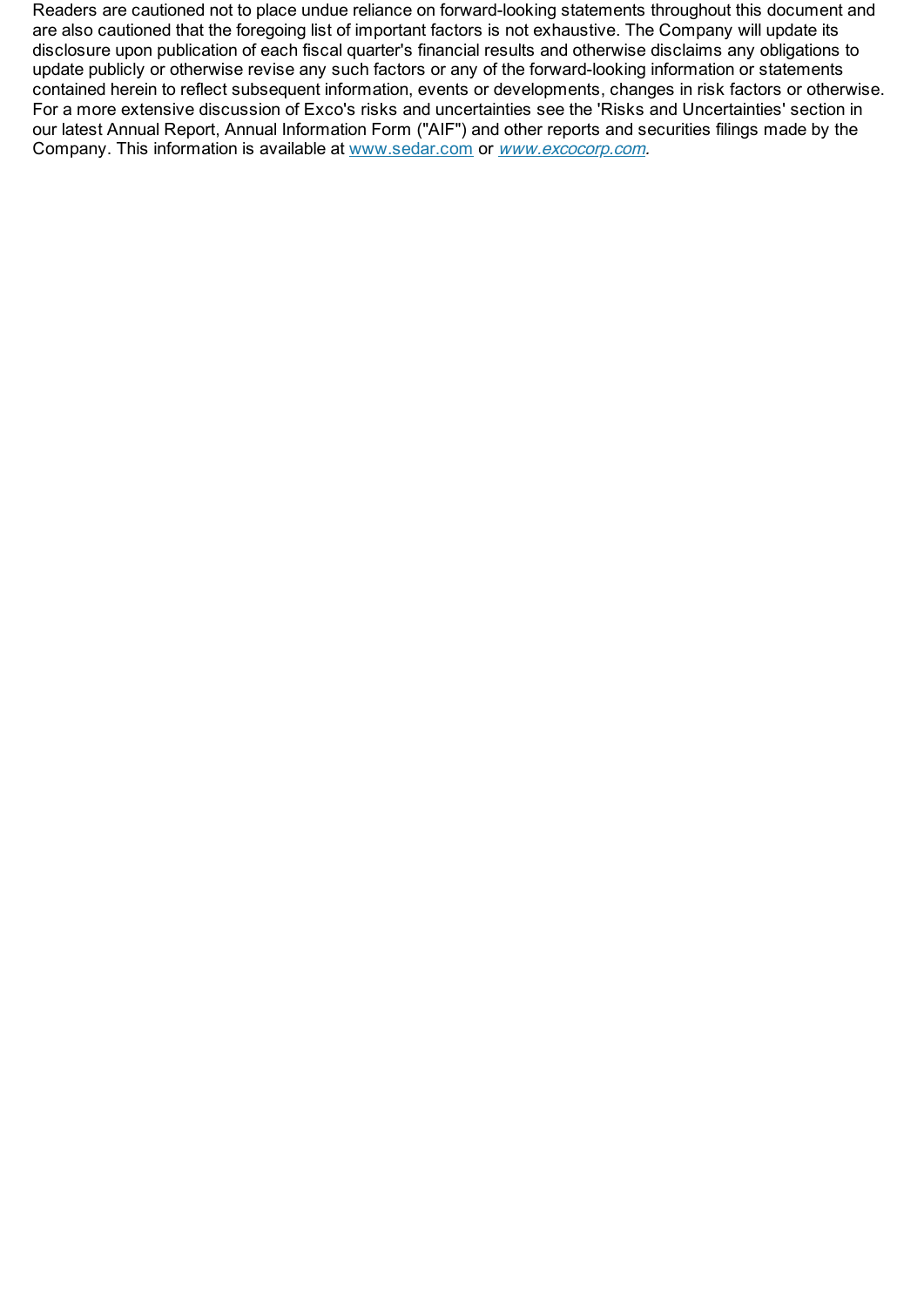Readers are cautioned not to place undue reliance on forward-looking statements throughout this document and are also cautioned that the foregoing list of important factors is not exhaustive. The Company will update its disclosure upon publication of each fiscal quarter's financial results and otherwise disclaims any obligations to update publicly or otherwise revise any such factors or any of the forward-looking information or statements contained herein to reflect subsequent information, events or developments, changes in risk factors or otherwise. For a more extensive discussion of Exco's risks and uncertainties see the 'Risks and Uncertainties' section in our latest Annual Report, Annual Information Form ("AIF") and other reports and securities filings made by the Company. This information is available at www.sedar.com or *www.excocorp.com.*